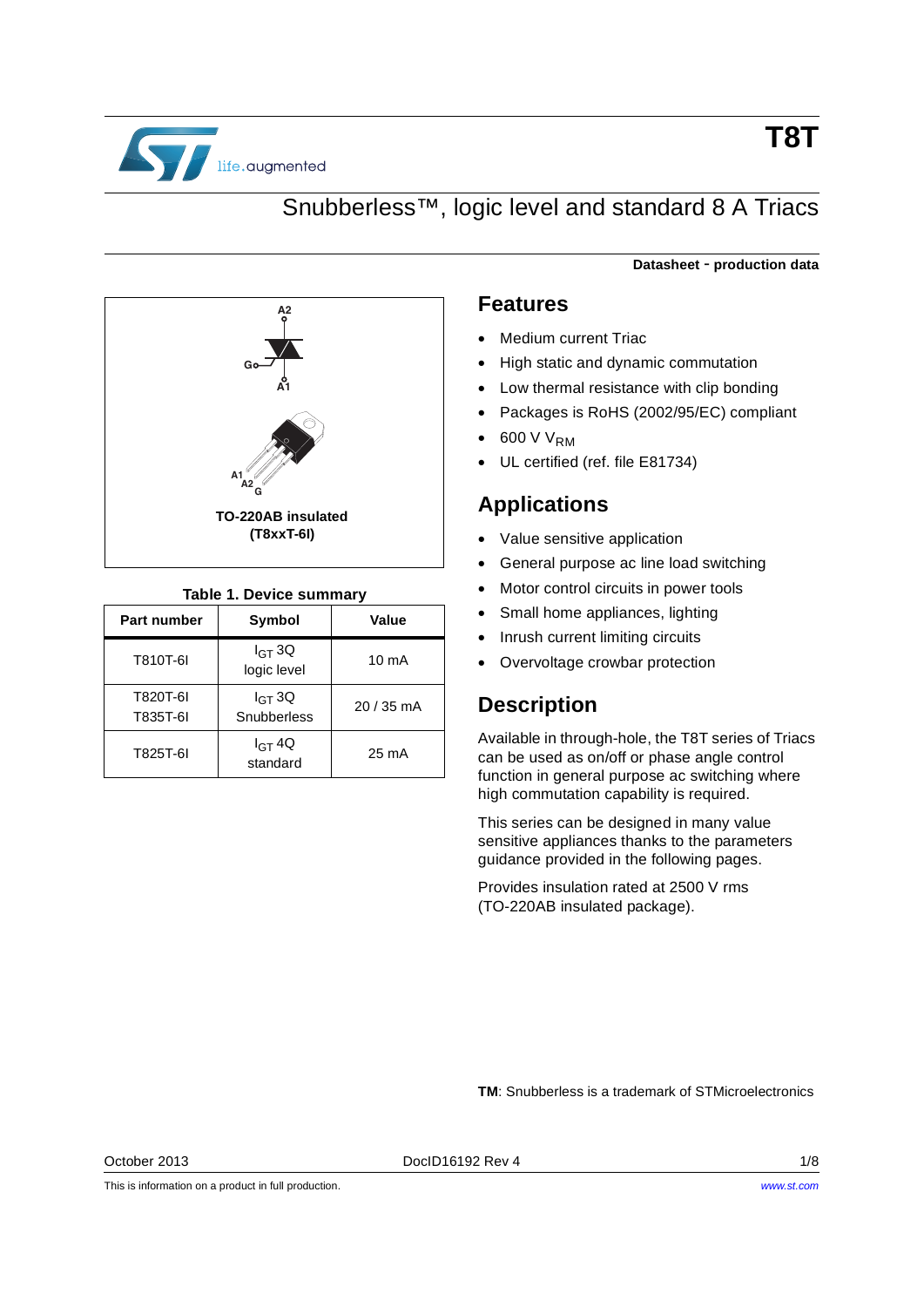# T8T

## Snubberless™, logic level and standard 8 A Triacs

**Datasheet - production data**

TO-220AB insulated
(T8xxT-6I)

**Table 1. Device summary**

| Part number | Symbol | Value |
|---|---|---|
| T810T-6I | $I_{GT}$ 3Q logic level | 10 mA |
| T820T-6I<br>T835T-6I | $I_{GT}$ 3Q Snubberless | 20 / 35 mA |
| T825T-6I | $I_{GT}$ 4Q standard | 25 mA |

## Features

- Medium current Triac
- High static and dynamic commutation
- Low thermal resistance with clip bonding
- Packages is RoHS (2002/95/EC) compliant
- 600 V $V_{RM}$
- UL certified (ref. file E81734)

## Applications

- Value sensitive application
- General purpose ac line load switching
- Motor control circuits in power tools
- Small home appliances, lighting
- Inrush current limiting circuits
- Overvoltage crowbar protection

## Description

Available in through-hole, the T8T series of Triacs can be used as on/off or phase angle control function in general purpose ac switching where high commutation capability is required.

This series can be designed in many value sensitive appliances thanks to the parameters guidance provided in the following pages.

Provides insulation rated at 2500 V rms (TO-220AB insulated package).

**TM**: Snubberless is a trademark of STMicroelectronics

October 2013 DocID16192 Rev 4

This is information on a product in full production. www.st.com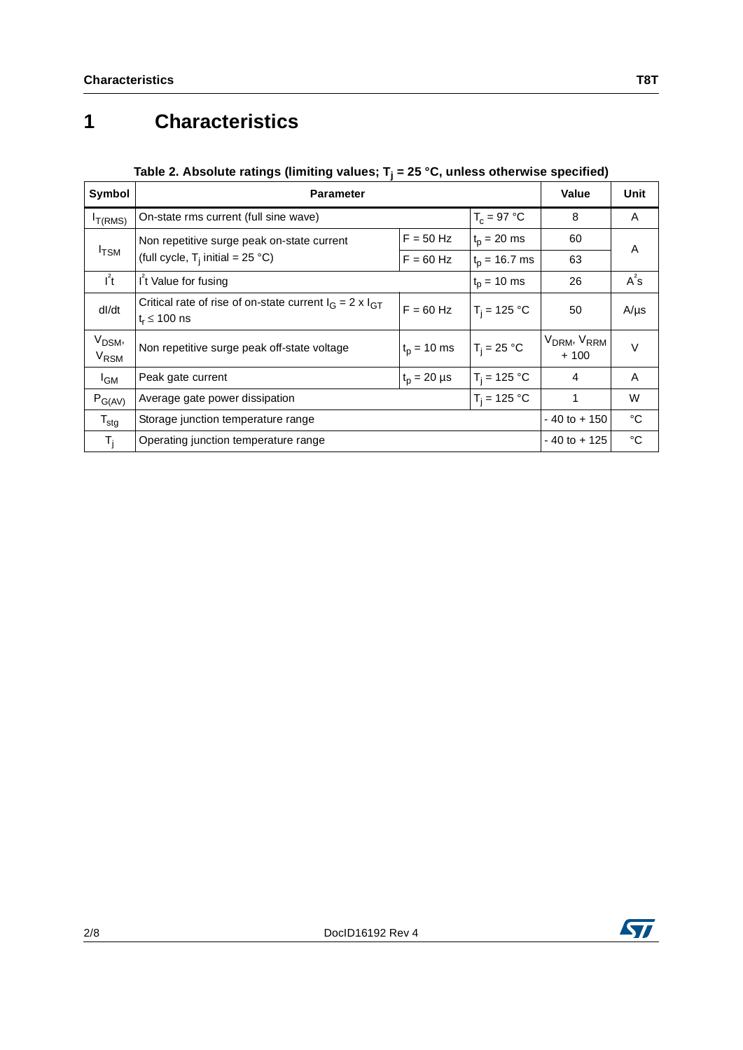# 1 Characteristics

**Table 2. Absolute ratings (limiting values; $T_j$ = 25 °C, unless otherwise specified)**

| Symbol | Parameter | | | Value | Unit |
|---|---|---|---|---|---|
| $I_{T(RMS)}$ | On-state rms current (full sine wave) | | $T_c$ = 97 °C | 8 | A |
| $I_{TSM}$ | Non repetitive surge peak on-state current (full cycle, $T_j$ initial = 25 °C) | F = 50 Hz | $t_p$ = 20 ms | 60 | A |
| | | F = 60 Hz | $t_p$ = 16.7 ms | 63 | |
| $I^2t$ | $I^2t$ Value for fusing | | $t_p$ = 10 ms | 26 | $A^2s$ |
| dI/dt | Critical rate of rise of on-state current $I_G = 2 \times I_{GT}$ $t_r \leq 100$ ns | F = 60 Hz | $T_j$ = 125 °C | 50 | A/µs |
| $V_{DSM}$, $V_{RSM}$ | Non repetitive surge peak off-state voltage | $t_p$ = 10 ms | $T_j$ = 25 °C | $V_{DRM}$, $V_{RRM}$ + 100 | V |
| $I_{GM}$ | Peak gate current | $t_p$ = 20 µs | $T_j$ = 125 °C | 4 | A |
| $P_{G(AV)}$ | Average gate power dissipation | | $T_j$ = 125 °C | 1 | W |
| $T_{stg}$ | Storage junction temperature range | | | - 40 to + 150 | °C |
| $T_j$ | Operating junction temperature range | | | - 40 to + 125 | °C |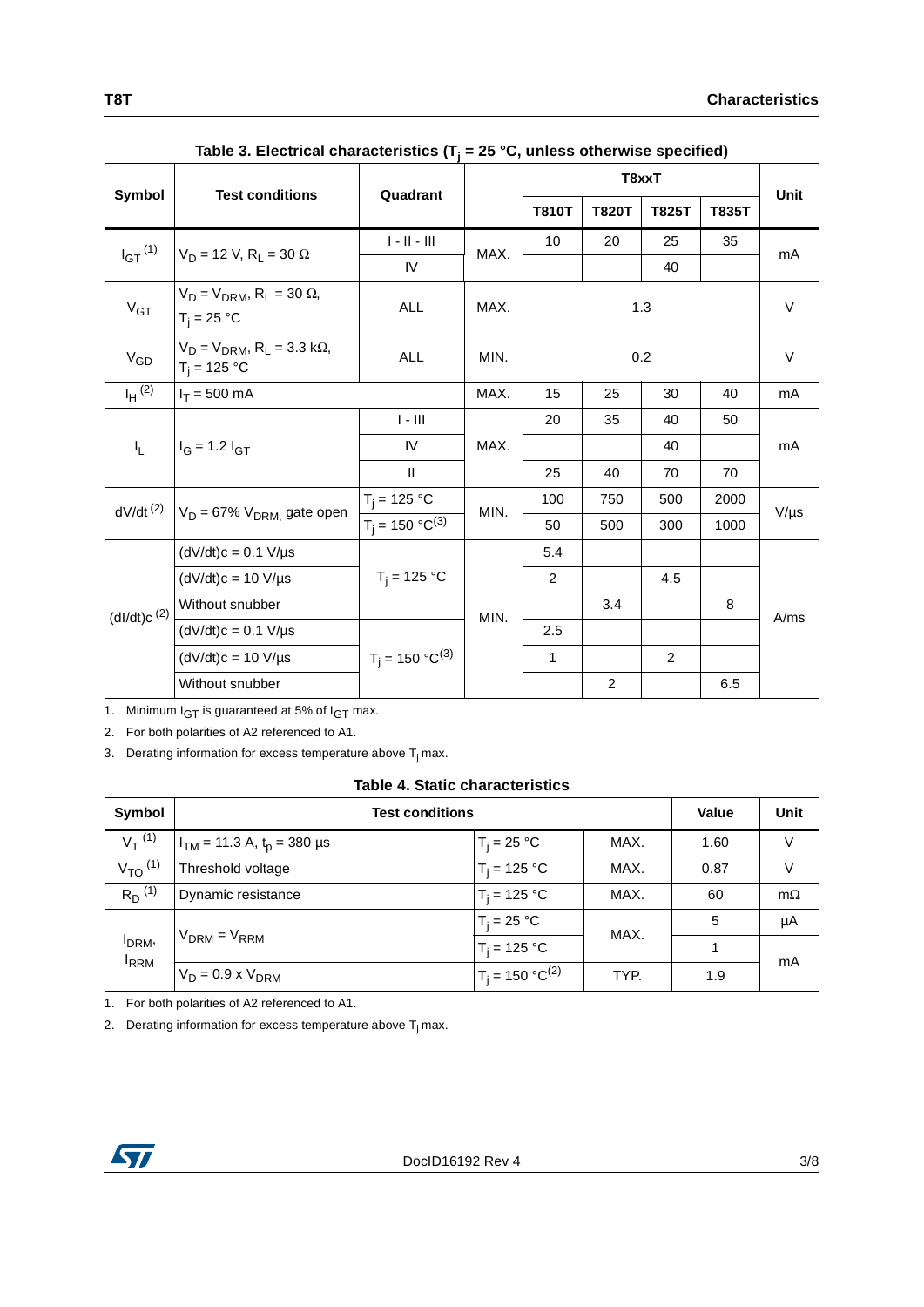**Table 3. Electrical characteristics ($T_j$ = 25 °C, unless otherwise specified)**

| Symbol | Test conditions | Quadrant | | T8xxT | | | | Unit |
|---|---|---|---|---|---|---|---|---|
| | | | | T810T | T820T | T825T | T835T | |
| $I_{GT}$ (1) | $V_D$ = 12 V, $R_L$ = 30 Ω | I - II - III | MAX. | 10 | 20 | 25 | 35 | mA |
| | | IV | | | | 40 | | |
| $V_{GT}$ | $V_D = V_{DRM}$, $R_L$ = 30 Ω, $T_j$ = 25 °C | ALL | MAX. | 1.3 | | | | V |
| $V_{GD}$ | $V_D = V_{DRM}$, $R_L$ = 3.3 kΩ, $T_j$ = 125 °C | ALL | MIN. | 0.2 | | | | V |
| $I_H$ (2) | $I_T$ = 500 mA | | MAX. | 15 | 25 | 30 | 40 | mA |
| $I_L$ | $I_G = 1.2\ I_{GT}$ | I - III | MAX. | 20 | 35 | 40 | 50 | mA |
| | | IV | | | | 40 | | |
| | | II | | 25 | 40 | 70 | 70 | |
| dV/dt (2) | $V_D$ = 67% $V_{DRM}$, gate open | $T_j$ = 125 °C | MIN. | 100 | 750 | 500 | 2000 | V/µs |
| | | $T_j$ = 150 °C(3) | | 50 | 500 | 300 | 1000 | |
| (dI/dt)c (2) | (dV/dt)c = 0.1 V/µs | $T_j$ = 125 °C | MIN. | 5.4 | | | | A/ms |
| | (dV/dt)c = 10 V/µs | | | 2 | | 4.5 | | |
| | Without snubber | | | | 3.4 | | 8 | |
| | (dV/dt)c = 0.1 V/µs | $T_j$ = 150 °C(3) | | 2.5 | | | | |
| | (dV/dt)c = 10 V/µs | | | 1 | | 2 | | |
| | Without snubber | | | | 2 | | 6.5 | |

1. Minimum $I_{GT}$ is guaranteed at 5% of $I_{GT}$ max.
2. For both polarities of A2 referenced to A1.
3. Derating information for excess temperature above $T_j$ max.

**Table 4. Static characteristics**

| Symbol | Test conditions | | | Value | Unit |
|---|---|---|---|---|---|
| $V_T$ (1) | $I_{TM}$ = 11.3 A, $t_p$ = 380 µs | $T_j$ = 25 °C | MAX. | 1.60 | V |
| $V_{TO}$ (1) | Threshold voltage | $T_j$ = 125 °C | MAX. | 0.87 | V |
| $R_D$ (1) | Dynamic resistance | $T_j$ = 125 °C | MAX. | 60 | mΩ |
| $I_{DRM}$, $I_{RRM}$ | $V_{DRM} = V_{RRM}$ | $T_j$ = 25 °C | MAX. | 5 | µA |
| | | $T_j$ = 125 °C | | 1 | mA |
| | $V_D$ = 0.9 x $V_{DRM}$ | $T_j$ = 150 °C(2) | TYP. | 1.9 | |

1. For both polarities of A2 referenced to A1.
2. Derating information for excess temperature above $T_j$ max.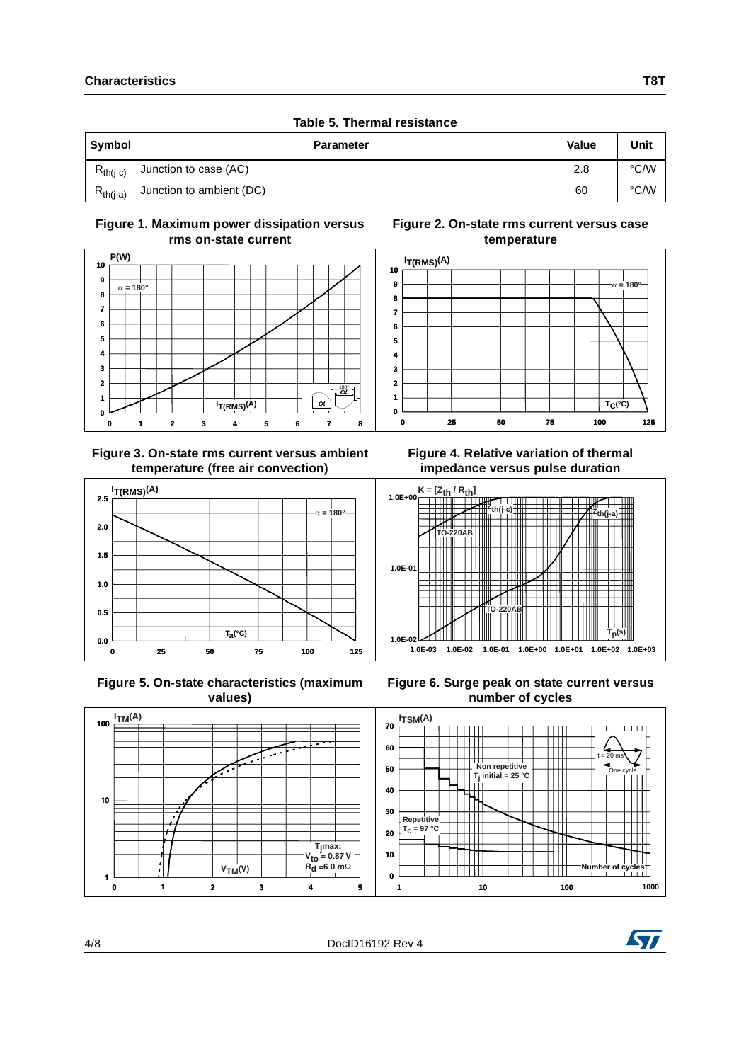## Characteristics

**Table 5. Thermal resistance**

| Symbol | Parameter | Value | Unit |
|---|---|---|---|
| $R_{th(j-c)}$ | Junction to case (AC) | 2.8 | °C/W |
| $R_{th(j-a)}$ | Junction to ambient (DC) | 60 | °C/W |

**Figure 1. Maximum power dissipation versus rms on-state current**

**Figure 2. On-state rms current versus case temperature**

**Figure 3. On-state rms current versus ambient temperature (free air convection)**

**Figure 4. Relative variation of thermal impedance versus pulse duration**

**Figure 5. On-state characteristics (maximum values)**

**Figure 6. Surge peak on state current versus number of cycles**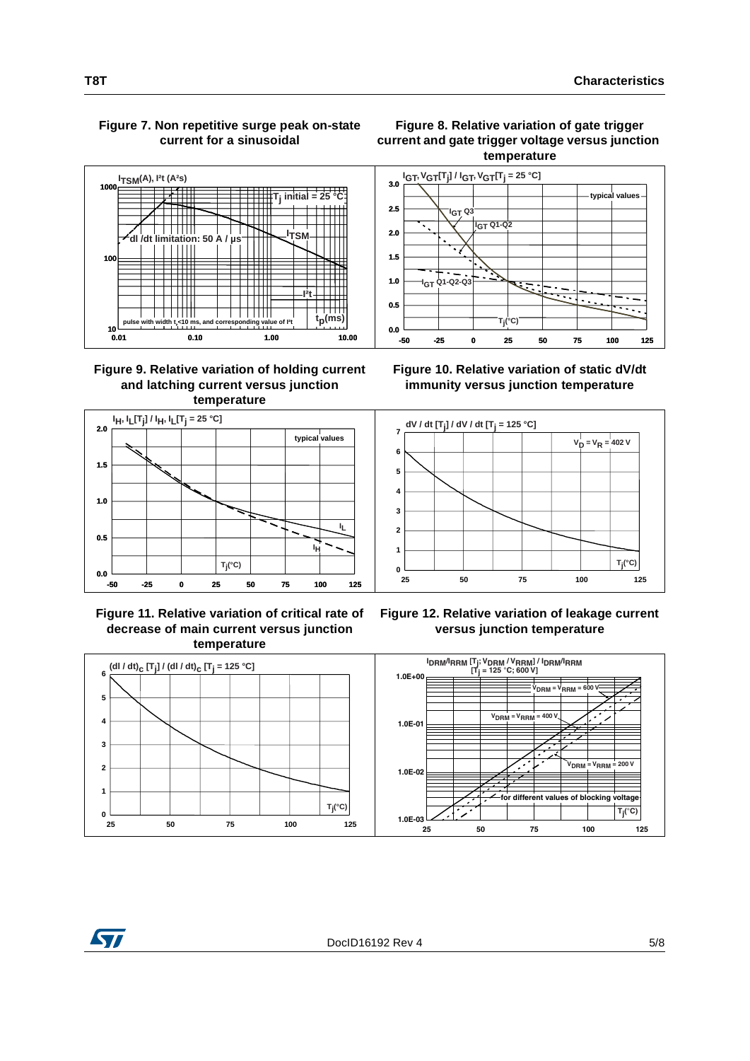**Figure 7. Non repetitive surge peak on-state current for a sinusoidal**

**Figure 8. Relative variation of gate trigger current and gate trigger voltage versus junction temperature**

**Figure 9. Relative variation of holding current and latching current versus junction temperature**

**Figure 10. Relative variation of static dV/dt immunity versus junction temperature**

**Figure 11. Relative variation of critical rate of decrease of main current versus junction temperature**

**Figure 12. Relative variation of leakage current versus junction temperature**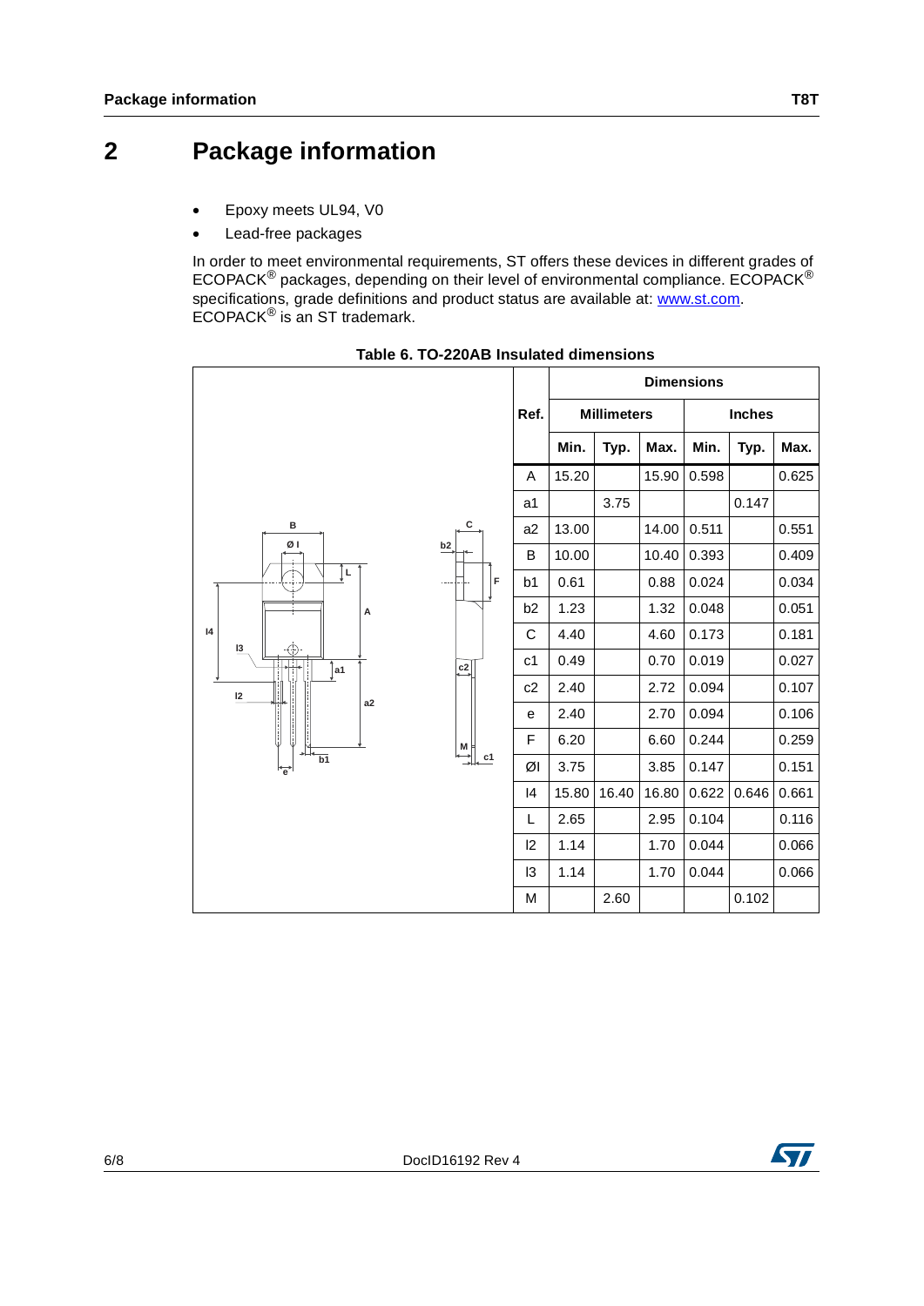# 2 Package information

- Epoxy meets UL94, V0
- Lead-free packages

In order to meet environmental requirements, ST offers these devices in different grades of ECOPACK® packages, depending on their level of environmental compliance. ECOPACK® specifications, grade definitions and product status are available at: www.st.com. ECOPACK® is an ST trademark.

**Table 6. TO-220AB Insulated dimensions**

| Ref. | Dimensions | | | | | |
|---|---|---|---|---|---|---|
| | Millimeters | | | Inches | | |
| | Min. | Typ. | Max. | Min. | Typ. | Max. |
| A | 15.20 | | 15.90 | 0.598 | | 0.625 |
| a1 | | 3.75 | | | 0.147 | |
| a2 | 13.00 | | 14.00 | 0.511 | | 0.551 |
| B | 10.00 | | 10.40 | 0.393 | | 0.409 |
| b1 | 0.61 | | 0.88 | 0.024 | | 0.034 |
| b2 | 1.23 | | 1.32 | 0.048 | | 0.051 |
| C | 4.40 | | 4.60 | 0.173 | | 0.181 |
| c1 | 0.49 | | 0.70 | 0.019 | | 0.027 |
| c2 | 2.40 | | 2.72 | 0.094 | | 0.107 |
| e | 2.40 | | 2.70 | 0.094 | | 0.106 |
| F | 6.20 | | 6.60 | 0.244 | | 0.259 |
| ØI | 3.75 | | 3.85 | 0.147 | | 0.151 |
| I4 | 15.80 | 16.40 | 16.80 | 0.622 | 0.646 | 0.661 |
| L | 2.65 | | 2.95 | 0.104 | | 0.116 |
| l2 | 1.14 | | 1.70 | 0.044 | | 0.066 |
| l3 | 1.14 | | 1.70 | 0.044 | | 0.066 |
| M | | 2.60 | | | 0.102 | |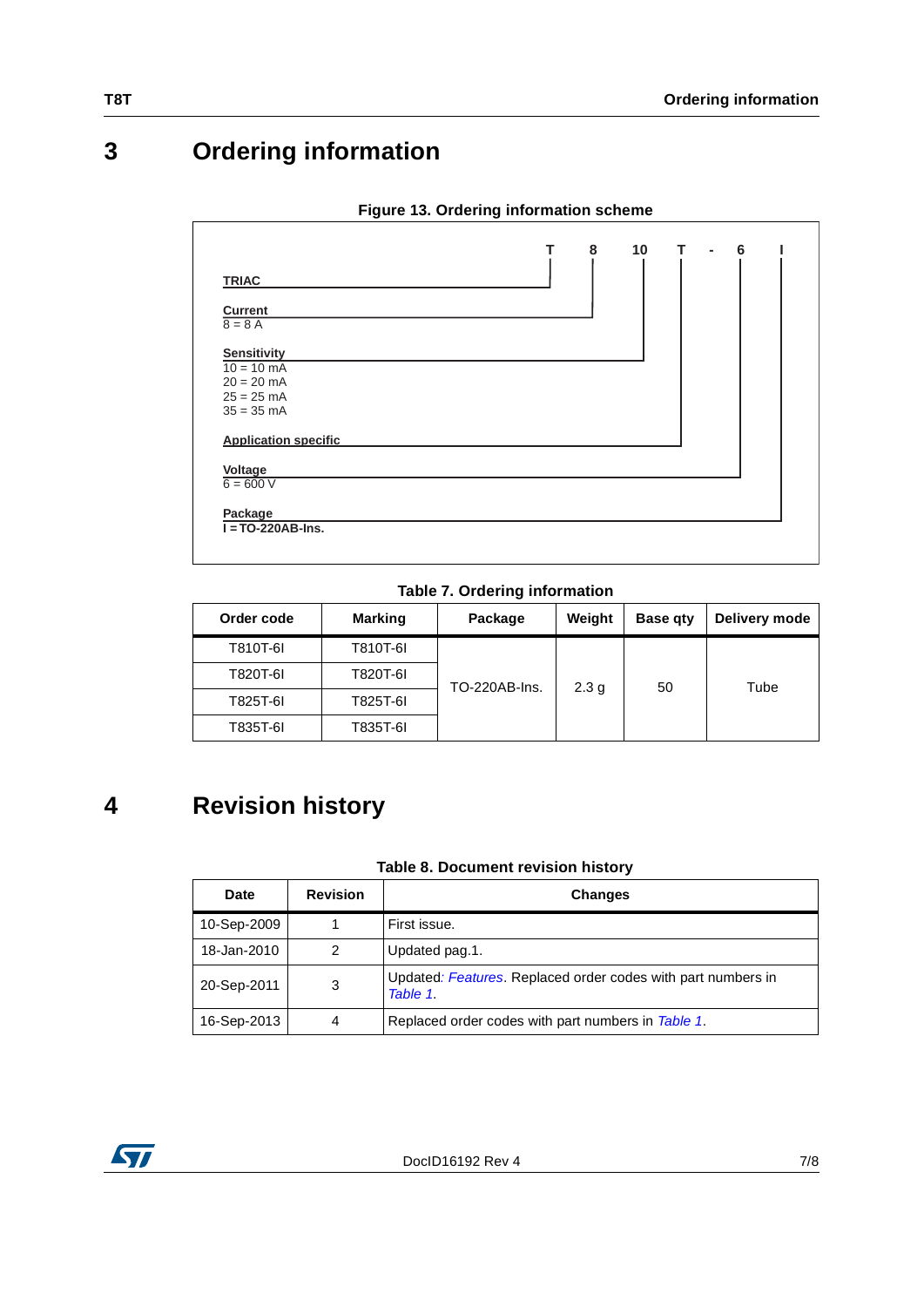# 3 Ordering information

**Figure 13. Ordering information scheme**

| T | 8 | 10 | T | - | 6 | I |
|---|---|---|---|---|---|---|

- **TRIAC** — T
- **Current** — 8
  - 8 = 8 A
- **Sensitivity** — 10
  - 10 = 10 mA
  - 20 = 20 mA
  - 25 = 25 mA
  - 35 = 35 mA
- **Application specific** — T
- **Voltage** — 6
  - 6 = 600 V
- **Package** — I
  - I = TO-220AB-Ins.

**Table 7. Ordering information**

| Order code | Marking | Package | Weight | Base qty | Delivery mode |
|---|---|---|---|---|---|
| T810T-6I | T810T-6I | TO-220AB-Ins. | 2.3 g | 50 | Tube |
| T820T-6I | T820T-6I | | | | |
| T825T-6I | T825T-6I | | | | |
| T835T-6I | T835T-6I | | | | |

# 4 Revision history

**Table 8. Document revision history**

| Date | Revision | Changes |
|---|---|---|
| 10-Sep-2009 | 1 | First issue. |
| 18-Jan-2010 | 2 | Updated pag.1. |
| 20-Sep-2011 | 3 | Updated: *Features*. Replaced order codes with part numbers in *Table 1*. |
| 16-Sep-2013 | 4 | Replaced order codes with part numbers in *Table 1*. |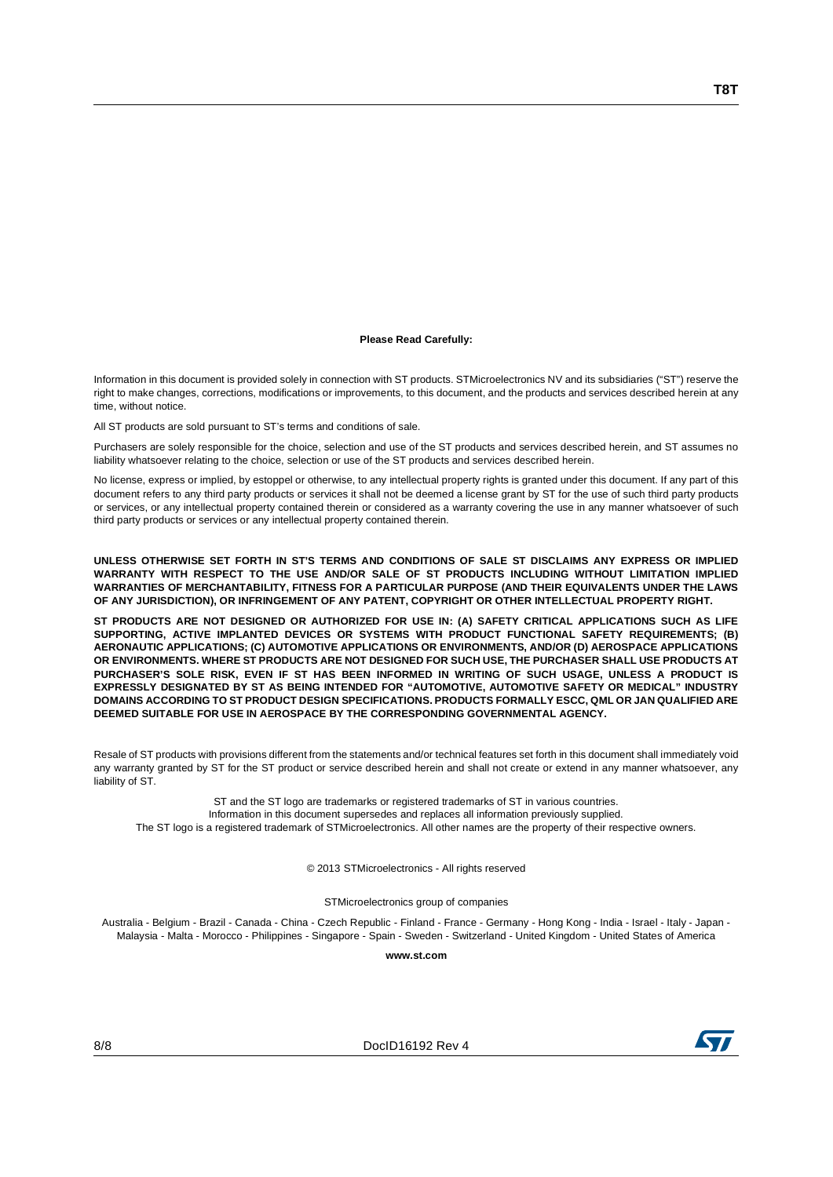**Please Read Carefully:**

Information in this document is provided solely in connection with ST products. STMicroelectronics NV and its subsidiaries (“ST”) reserve the right to make changes, corrections, modifications or improvements, to this document, and the products and services described herein at any time, without notice.

All ST products are sold pursuant to ST’s terms and conditions of sale.

Purchasers are solely responsible for the choice, selection and use of the ST products and services described herein, and ST assumes no liability whatsoever relating to the choice, selection or use of the ST products and services described herein.

No license, express or implied, by estoppel or otherwise, to any intellectual property rights is granted under this document. If any part of this document refers to any third party products or services it shall not be deemed a license grant by ST for the use of such third party products or services, or any intellectual property contained therein or considered as a warranty covering the use in any manner whatsoever of such third party products or services or any intellectual property contained therein.

**UNLESS OTHERWISE SET FORTH IN ST’S TERMS AND CONDITIONS OF SALE ST DISCLAIMS ANY EXPRESS OR IMPLIED WARRANTY WITH RESPECT TO THE USE AND/OR SALE OF ST PRODUCTS INCLUDING WITHOUT LIMITATION IMPLIED WARRANTIES OF MERCHANTABILITY, FITNESS FOR A PARTICULAR PURPOSE (AND THEIR EQUIVALENTS UNDER THE LAWS OF ANY JURISDICTION), OR INFRINGEMENT OF ANY PATENT, COPYRIGHT OR OTHER INTELLECTUAL PROPERTY RIGHT.**

**ST PRODUCTS ARE NOT DESIGNED OR AUTHORIZED FOR USE IN: (A) SAFETY CRITICAL APPLICATIONS SUCH AS LIFE SUPPORTING, ACTIVE IMPLANTED DEVICES OR SYSTEMS WITH PRODUCT FUNCTIONAL SAFETY REQUIREMENTS; (B) AERONAUTIC APPLICATIONS; (C) AUTOMOTIVE APPLICATIONS OR ENVIRONMENTS, AND/OR (D) AEROSPACE APPLICATIONS OR ENVIRONMENTS. WHERE ST PRODUCTS ARE NOT DESIGNED FOR SUCH USE, THE PURCHASER SHALL USE PRODUCTS AT PURCHASER’S SOLE RISK, EVEN IF ST HAS BEEN INFORMED IN WRITING OF SUCH USAGE, UNLESS A PRODUCT IS EXPRESSLY DESIGNATED BY ST AS BEING INTENDED FOR “AUTOMOTIVE, AUTOMOTIVE SAFETY OR MEDICAL” INDUSTRY DOMAINS ACCORDING TO ST PRODUCT DESIGN SPECIFICATIONS. PRODUCTS FORMALLY ESCC, QML OR JAN QUALIFIED ARE DEEMED SUITABLE FOR USE IN AEROSPACE BY THE CORRESPONDING GOVERNMENTAL AGENCY.**

Resale of ST products with provisions different from the statements and/or technical features set forth in this document shall immediately void any warranty granted by ST for the ST product or service described herein and shall not create or extend in any manner whatsoever, any liability of ST.

ST and the ST logo are trademarks or registered trademarks of ST in various countries.
Information in this document supersedes and replaces all information previously supplied.
The ST logo is a registered trademark of STMicroelectronics. All other names are the property of their respective owners.

© 2013 STMicroelectronics - All rights reserved

STMicroelectronics group of companies

Australia - Belgium - Brazil - Canada - China - Czech Republic - Finland - France - Germany - Hong Kong - India - Israel - Italy - Japan - Malaysia - Malta - Morocco - Philippines - Singapore - Spain - Sweden - Switzerland - United Kingdom - United States of America

**www.st.com**